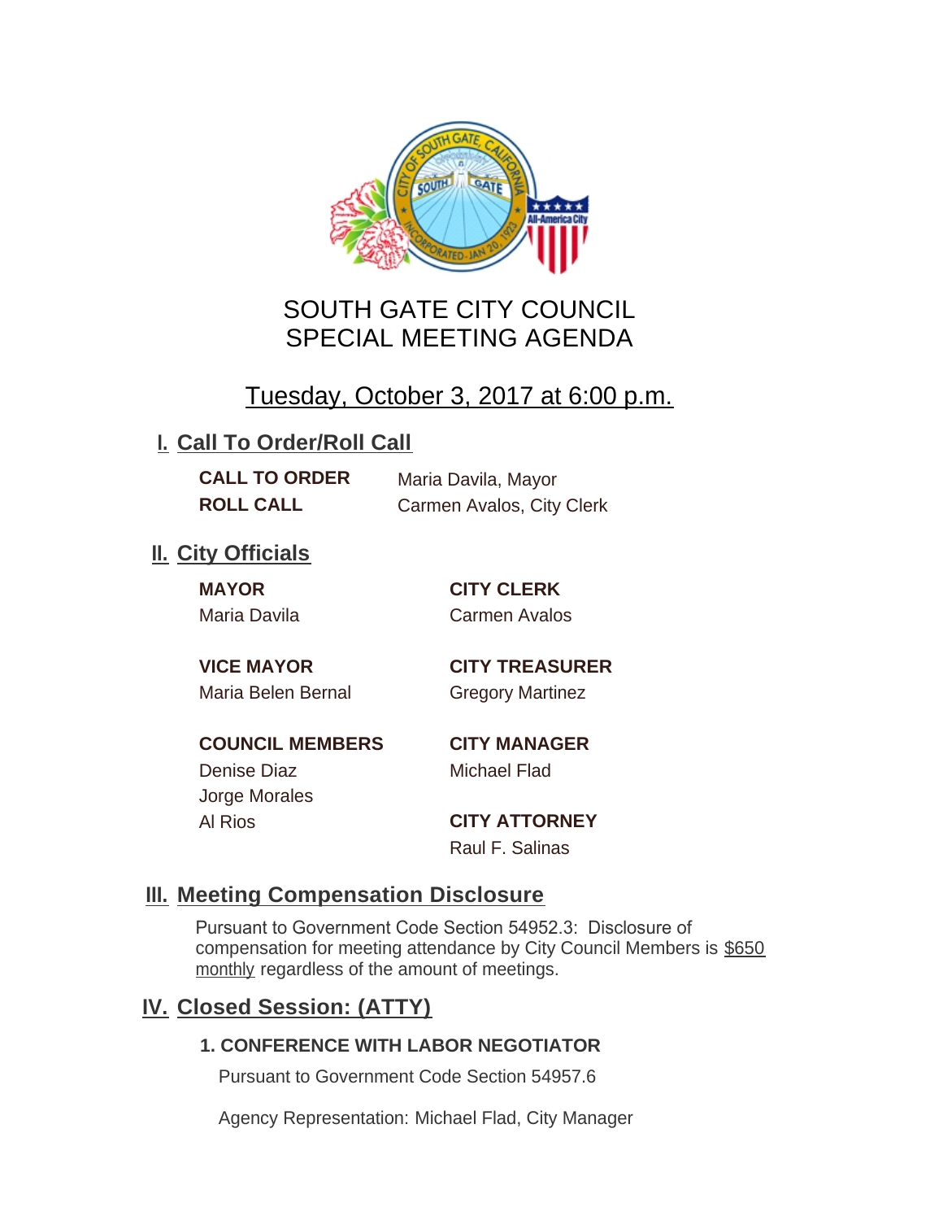# SOUTH GATE CITY COUNCIL
# SPECIAL MEETING AGENDA

Tuesday, October 3, 2017 at 6:00 p.m.

## I. Call To Order/Roll Call

**CALL TO ORDER** Maria Davila, Mayor
**ROLL CALL** Carmen Avalos, City Clerk

## II. City Officials

**MAYOR**
Maria Davila

**VICE MAYOR**
Maria Belen Bernal

**COUNCIL MEMBERS**
Denise Diaz
Jorge Morales
Al Rios

**CITY CLERK**
Carmen Avalos

**CITY TREASURER**
Gregory Martinez

**CITY MANAGER**
Michael Flad

**CITY ATTORNEY**
Raul F. Salinas

## III. Meeting Compensation Disclosure

Pursuant to Government Code Section 54952.3: Disclosure of compensation for meeting attendance by City Council Members is $650 monthly regardless of the amount of meetings.

## IV. Closed Session: (ATTY)

### 1. CONFERENCE WITH LABOR NEGOTIATOR

Pursuant to Government Code Section 54957.6

Agency Representation: Michael Flad, City Manager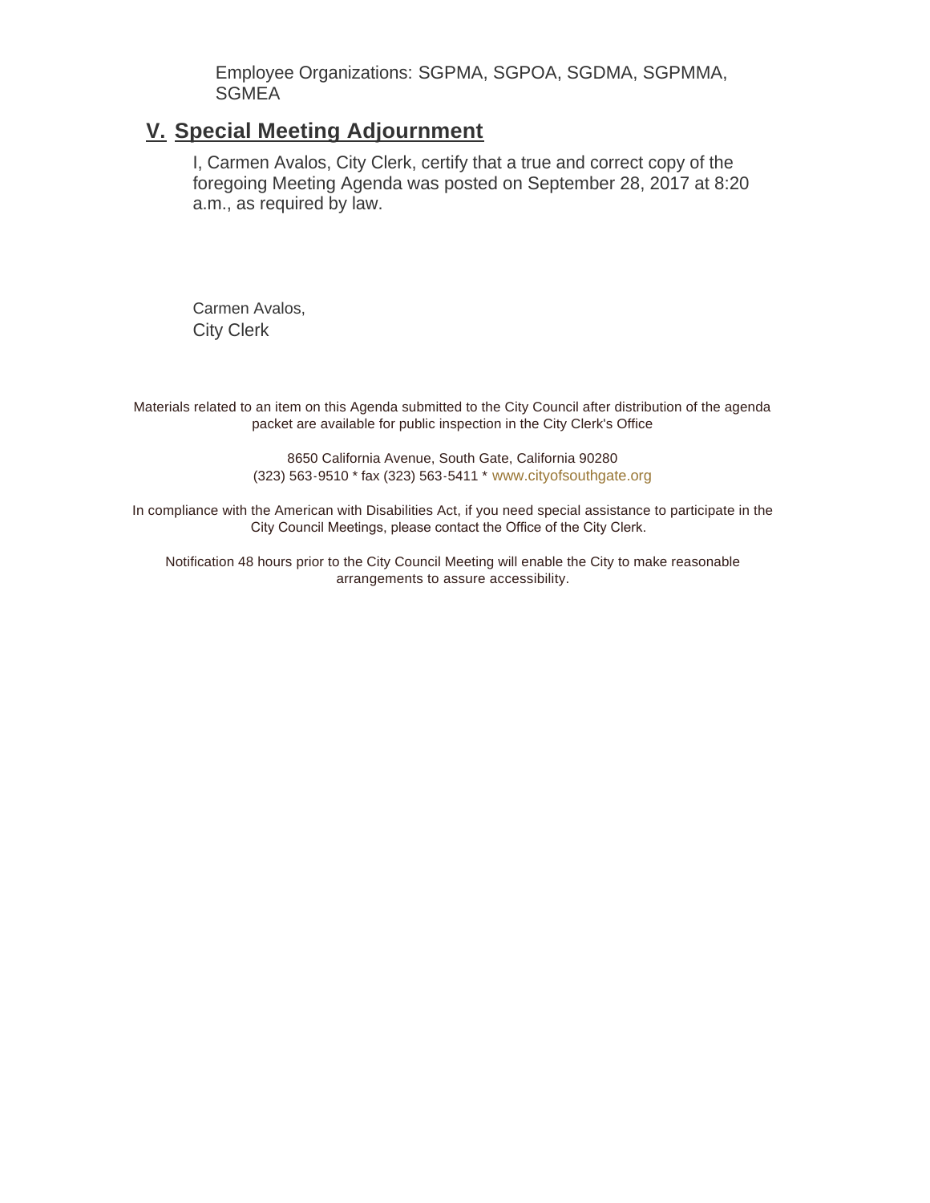Employee Organizations: SGPMA, SGPOA, SGDMA, SGPMMA, SGMEA

## V. Special Meeting Adjournment

I, Carmen Avalos, City Clerk, certify that a true and correct copy of the foregoing Meeting Agenda was posted on September 28, 2017 at 8:20 a.m., as required by law.

Carmen Avalos,
City Clerk

Materials related to an item on this Agenda submitted to the City Council after distribution of the agenda packet are available for public inspection in the City Clerk's Office

8650 California Avenue, South Gate, California 90280
(323) 563-9510 * fax (323) 563-5411 * www.cityofsouthgate.org

In compliance with the American with Disabilities Act, if you need special assistance to participate in the City Council Meetings, please contact the Office of the City Clerk.

Notification 48 hours prior to the City Council Meeting will enable the City to make reasonable arrangements to assure accessibility.